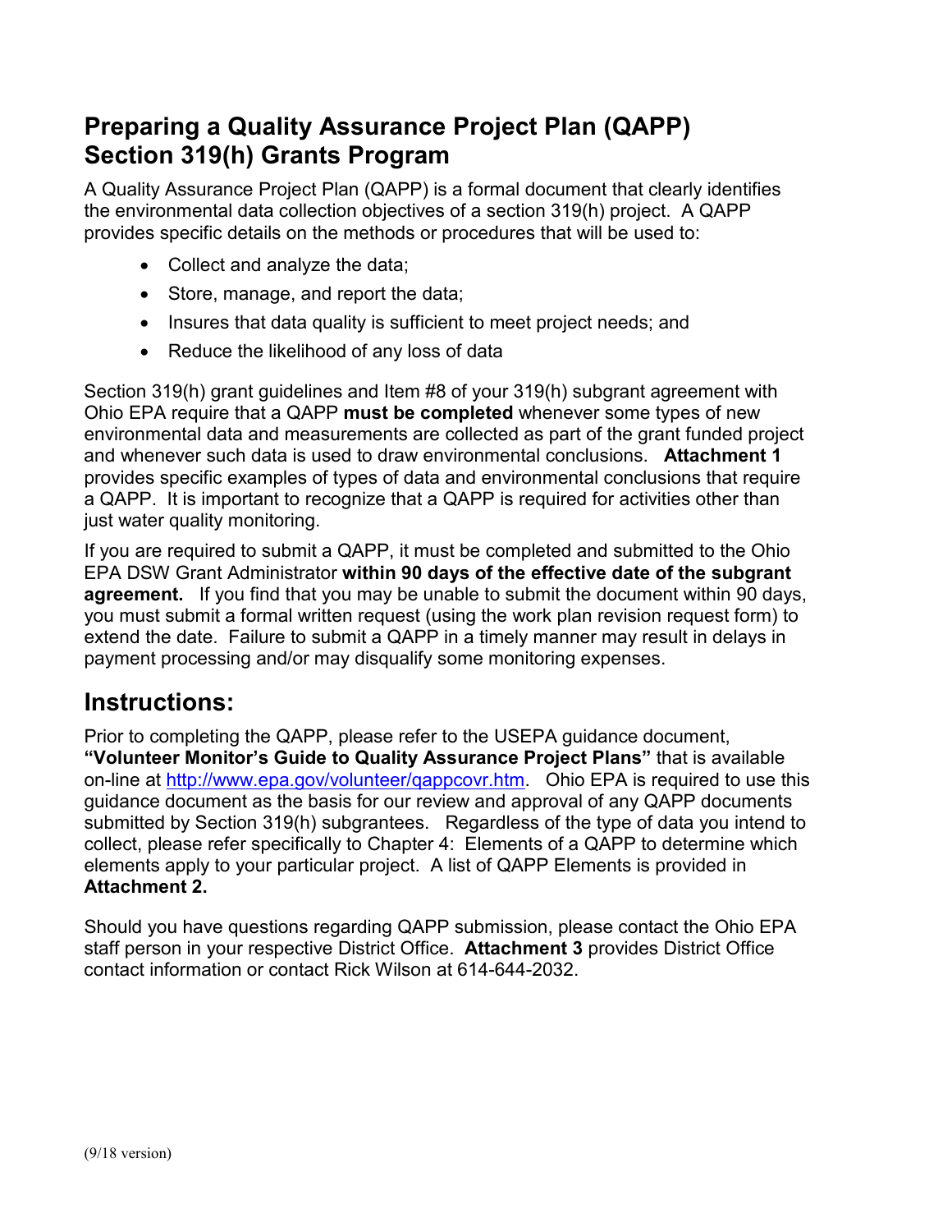# Preparing a Quality Assurance Project Plan (QAPP) Section 319(h) Grants Program

A Quality Assurance Project Plan (QAPP) is a formal document that clearly identifies the environmental data collection objectives of a section 319(h) project. A QAPP provides specific details on the methods or procedures that will be used to:

- Collect and analyze the data;
- Store, manage, and report the data;
- Insures that data quality is sufficient to meet project needs; and
- Reduce the likelihood of any loss of data

Section 319(h) grant guidelines and Item #8 of your 319(h) subgrant agreement with Ohio EPA require that a QAPP **must be completed** whenever some types of new environmental data and measurements are collected as part of the grant funded project and whenever such data is used to draw environmental conclusions. **Attachment 1** provides specific examples of types of data and environmental conclusions that require a QAPP. It is important to recognize that a QAPP is required for activities other than just water quality monitoring.

If you are required to submit a QAPP, it must be completed and submitted to the Ohio EPA DSW Grant Administrator **within 90 days of the effective date of the subgrant agreement.** If you find that you may be unable to submit the document within 90 days, you must submit a formal written request (using the work plan revision request form) to extend the date. Failure to submit a QAPP in a timely manner may result in delays in payment processing and/or may disqualify some monitoring expenses.

## Instructions:

Prior to completing the QAPP, please refer to the USEPA guidance document, **"Volunteer Monitor's Guide to Quality Assurance Project Plans"** that is available on-line at [http://www.epa.gov/volunteer/qappcovr.htm](http://www.epa.gov/volunteer/qappcovr.htm). Ohio EPA is required to use this guidance document as the basis for our review and approval of any QAPP documents submitted by Section 319(h) subgrantees. Regardless of the type of data you intend to collect, please refer specifically to Chapter 4: Elements of a QAPP to determine which elements apply to your particular project. A list of QAPP Elements is provided in **Attachment 2.**

Should you have questions regarding QAPP submission, please contact the Ohio EPA staff person in your respective District Office. **Attachment 3** provides District Office contact information or contact Rick Wilson at 614-644-2032.

(9/18 version)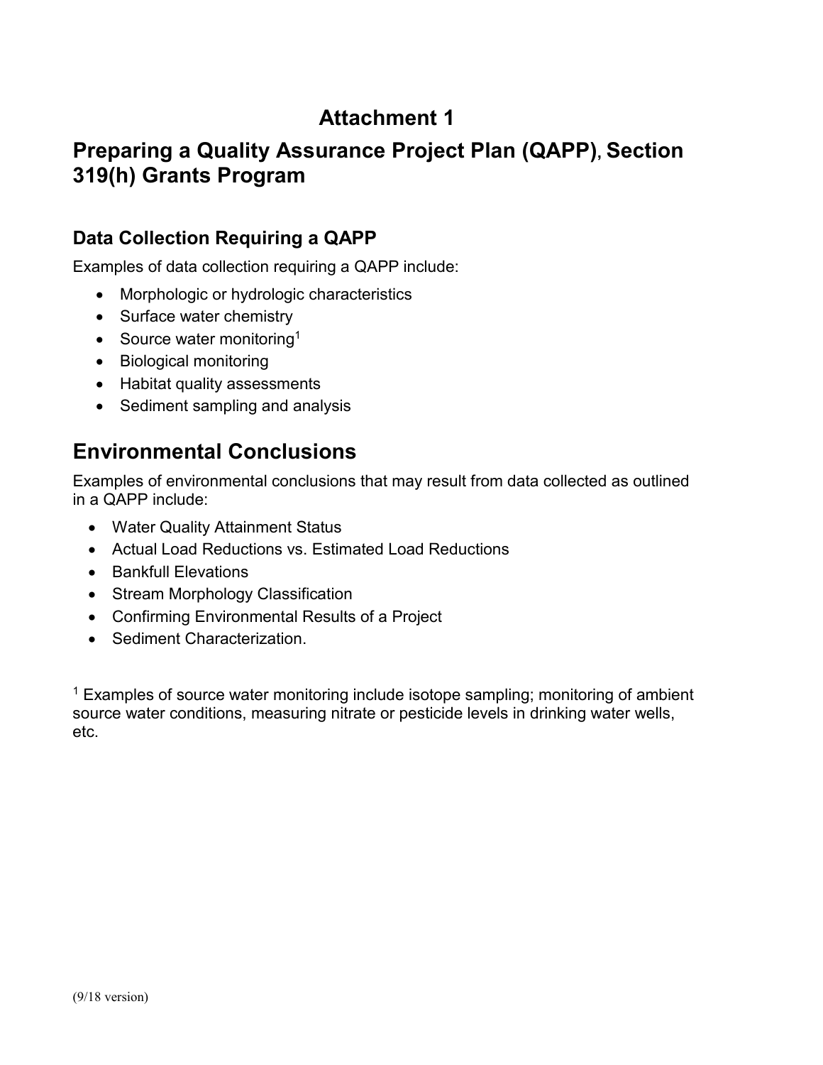# Attachment 1

## Preparing a Quality Assurance Project Plan (QAPP), Section 319(h) Grants Program

### Data Collection Requiring a QAPP

Examples of data collection requiring a QAPP include:

- Morphologic or hydrologic characteristics
- Surface water chemistry
- Source water monitoring[1]
- Biological monitoring
- Habitat quality assessments
- Sediment sampling and analysis

## Environmental Conclusions

Examples of environmental conclusions that may result from data collected as outlined in a QAPP include:

- Water Quality Attainment Status
- Actual Load Reductions vs. Estimated Load Reductions
- Bankfull Elevations
- Stream Morphology Classification
- Confirming Environmental Results of a Project
- Sediment Characterization.

[1] Examples of source water monitoring include isotope sampling; monitoring of ambient source water conditions, measuring nitrate or pesticide levels in drinking water wells, etc.

(9/18 version)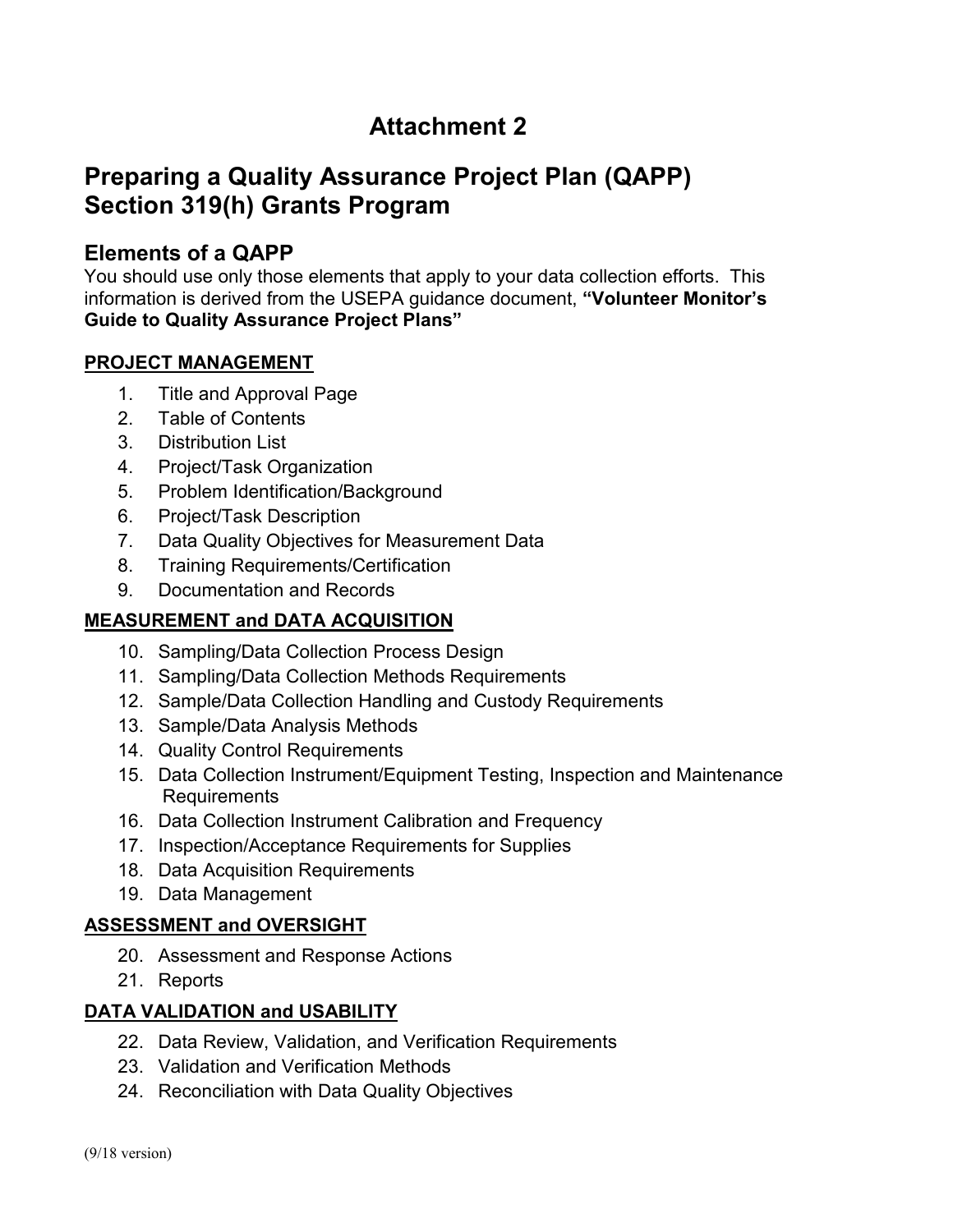# Attachment 2

## Preparing a Quality Assurance Project Plan (QAPP) Section 319(h) Grants Program

### Elements of a QAPP

You should use only those elements that apply to your data collection efforts. This information is derived from the USEPA guidance document, **"Volunteer Monitor's Guide to Quality Assurance Project Plans"**

**PROJECT MANAGEMENT**

1. Title and Approval Page
2. Table of Contents
3. Distribution List
4. Project/Task Organization
5. Problem Identification/Background
6. Project/Task Description
7. Data Quality Objectives for Measurement Data
8. Training Requirements/Certification
9. Documentation and Records

**MEASUREMENT and DATA ACQUISITION**

10. Sampling/Data Collection Process Design
11. Sampling/Data Collection Methods Requirements
12. Sample/Data Collection Handling and Custody Requirements
13. Sample/Data Analysis Methods
14. Quality Control Requirements
15. Data Collection Instrument/Equipment Testing, Inspection and Maintenance Requirements
16. Data Collection Instrument Calibration and Frequency
17. Inspection/Acceptance Requirements for Supplies
18. Data Acquisition Requirements
19. Data Management

**ASSESSMENT and OVERSIGHT**

20. Assessment and Response Actions
21. Reports

**DATA VALIDATION and USABILITY**

22. Data Review, Validation, and Verification Requirements
23. Validation and Verification Methods
24. Reconciliation with Data Quality Objectives

(9/18 version)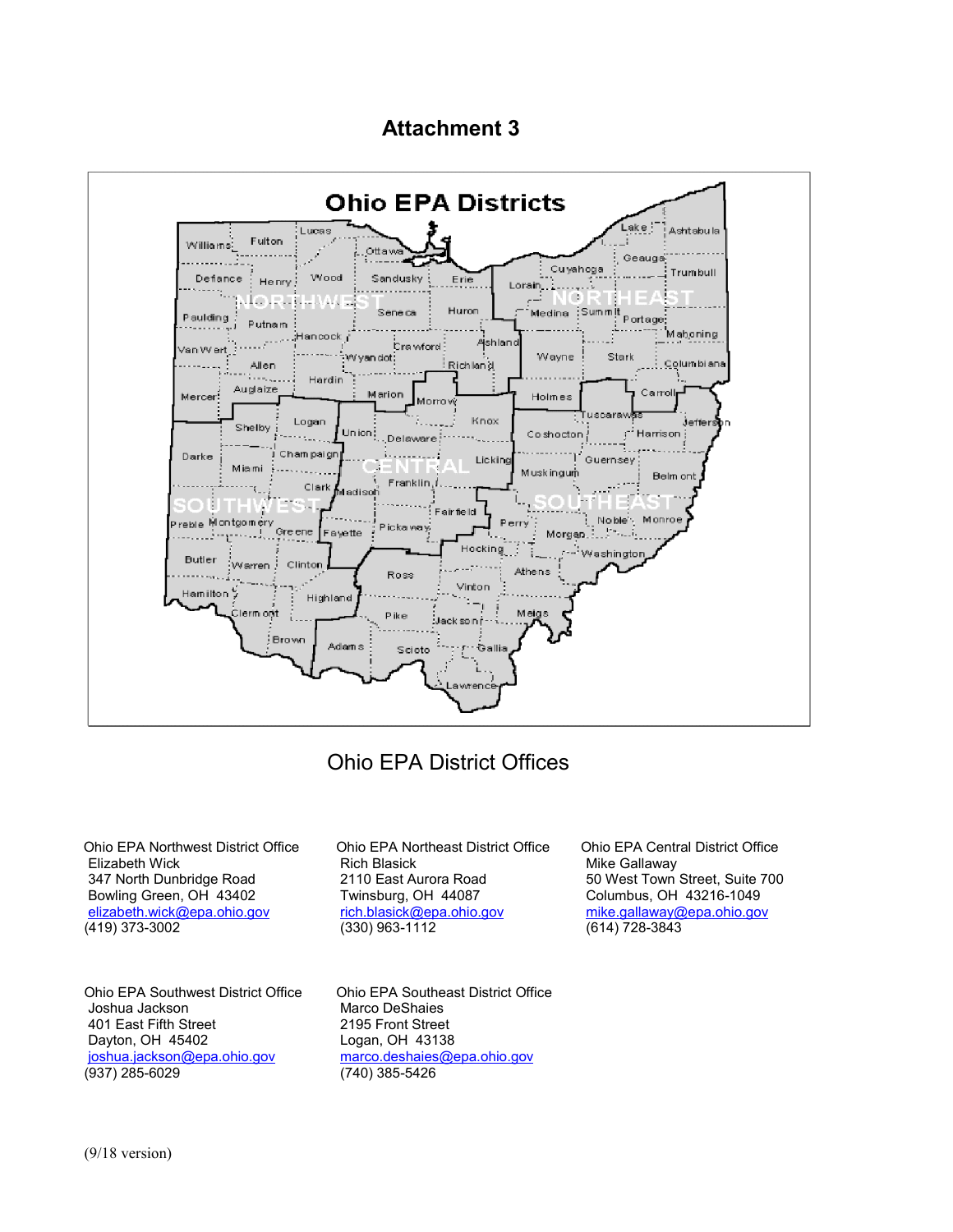# Attachment 3

Ohio EPA Districts

NORTHWEST
NORTHEAST
CENTRAL
SOUTHWEST
SOUTHEAST

Williams
Fulton
Lucas
Ottawa
Lake
Ashtabula
Geauga
Trumbull
Defiance
Henry
Wood
Sandusky
Erie
Cuyahoga
Lorain
Medina
Summit
Portage
Paulding
Putnam
Seneca
Huron
Hancock
Mahoning
Van Wert
Crawford
Ashland
Wayne
Stark
Columbiana
Allen
Wyandot
Richland
Hardin
Mercer
Auglaize
Marion
Morrow
Holmes
Carroll
Tuscarawas
Shelby
Logan
Union
Knox
Jefferson
Delaware
Coshocton
Harrison
Darke
Champaign
Licking
Guernsey
Miami
Muskingum
Belmont
Franklin
Clark
Madison
Preble
Montgomery
Fairfield
Noble
Monroe
Greene
Fayette
Pickaway
Perry
Morgan
Washington
Hocking
Butler
Warren
Clinton
Athens
Ross
Vinton
Hamilton
Highland
Clermont
Pike
Meigs
Jackson
Brown
Adams
Scioto
Gallia
Lawrence

## Ohio EPA District Offices

Ohio EPA Northwest District Office
Elizabeth Wick
347 North Dunbridge Road
Bowling Green, OH 43402
elizabeth.wick@epa.ohio.gov
(419) 373-3002

Ohio EPA Northeast District Office
Rich Blasick
2110 East Aurora Road
Twinsburg, OH 44087
rich.blasick@epa.ohio.gov
(330) 963-1112

Ohio EPA Central District Office
Mike Gallaway
50 West Town Street, Suite 700
Columbus, OH 43216-1049
mike.gallaway@epa.ohio.gov
(614) 728-3843

Ohio EPA Southwest District Office
Joshua Jackson
401 East Fifth Street
Dayton, OH 45402
joshua.jackson@epa.ohio.gov
(937) 285-6029

Ohio EPA Southeast District Office
Marco DeShaies
2195 Front Street
Logan, OH 43138
marco.deshaies@epa.ohio.gov
(740) 385-5426

(9/18 version)